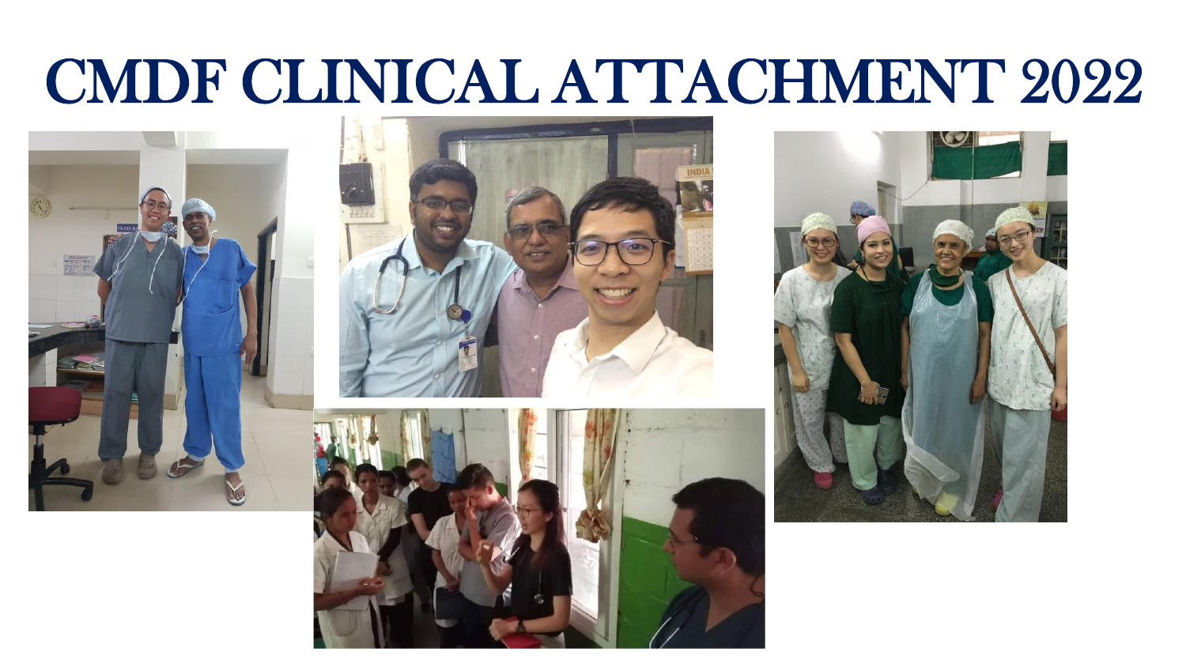# CMDF CLINICAL ATTACHMENT 2022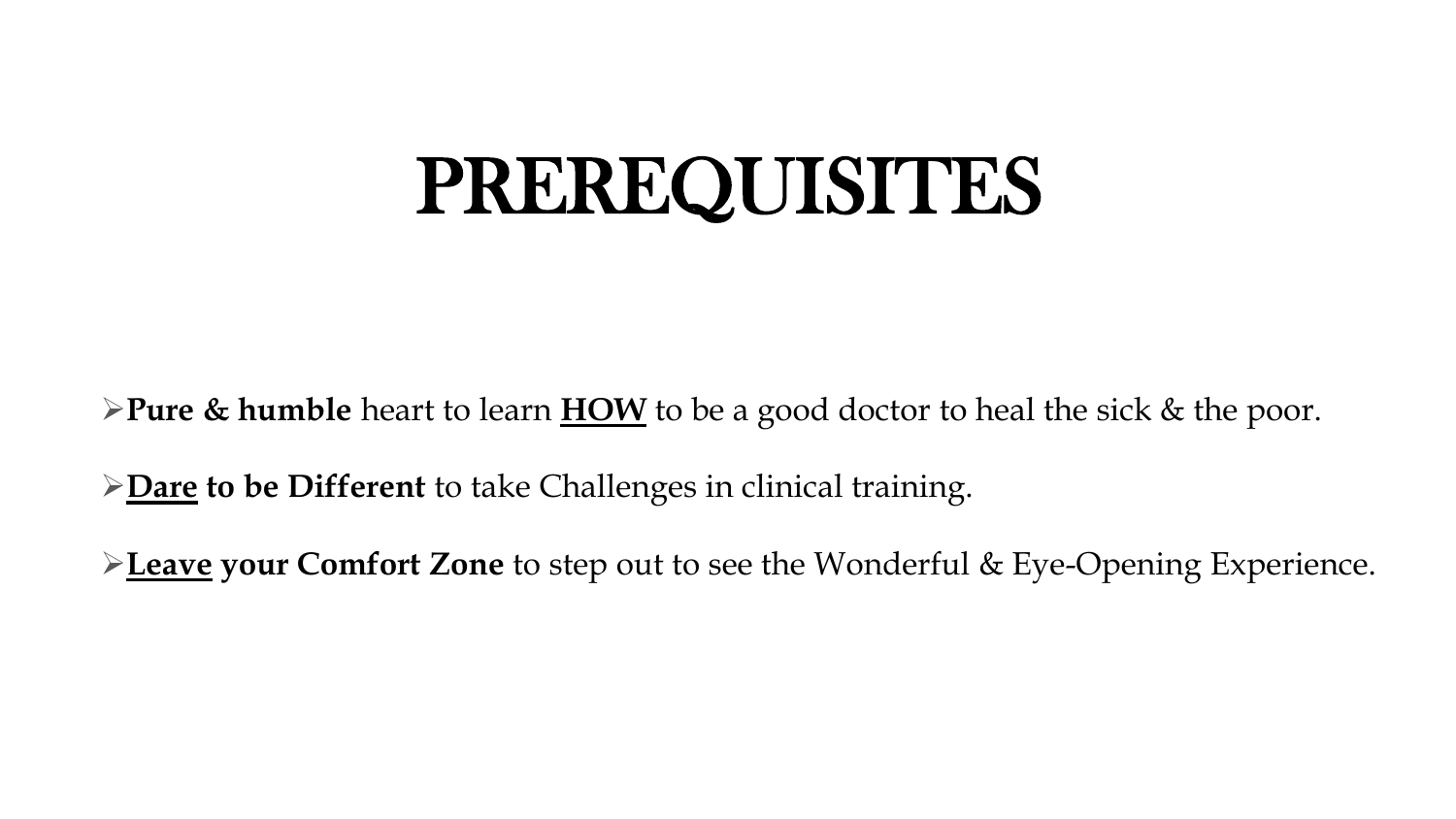# PREREQUISITES

- **Pure & humble** heart to learn <u>**HOW**</u> to be a good doctor to heal the sick & the poor.
- <u>**Dare**</u> **to be Different** to take Challenges in clinical training.
- <u>**Leave**</u> **your Comfort Zone** to step out to see the Wonderful & Eye-Opening Experience.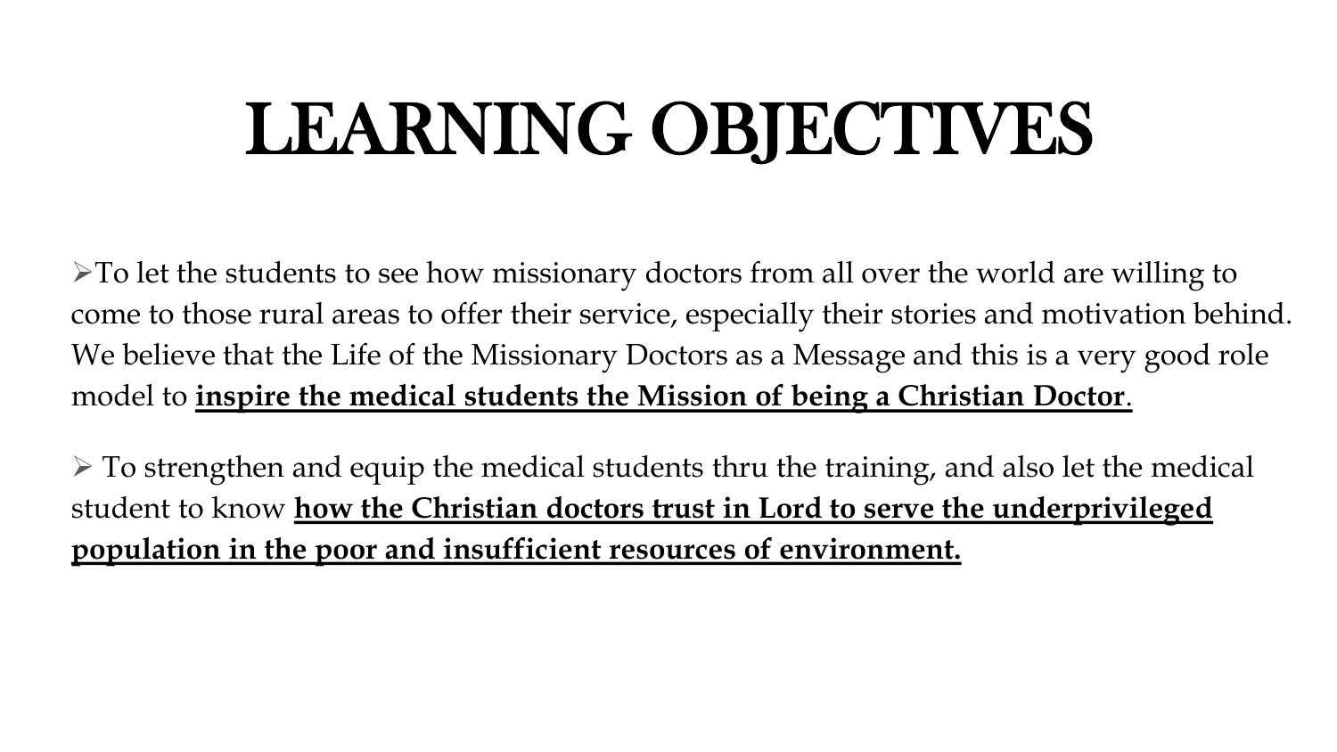# LEARNING OBJECTIVES

- To let the students to see how missionary doctors from all over the world are willing to come to those rural areas to offer their service, especially their stories and motivation behind. We believe that the Life of the Missionary Doctors as a Message and this is a very good role model to <u>**inspire the medical students the Mission of being a Christian Doctor**</u>.

- To strengthen and equip the medical students thru the training, and also let the medical student to know <u>**how the Christian doctors trust in Lord to serve the underprivileged population in the poor and insufficient resources of environment.**</u>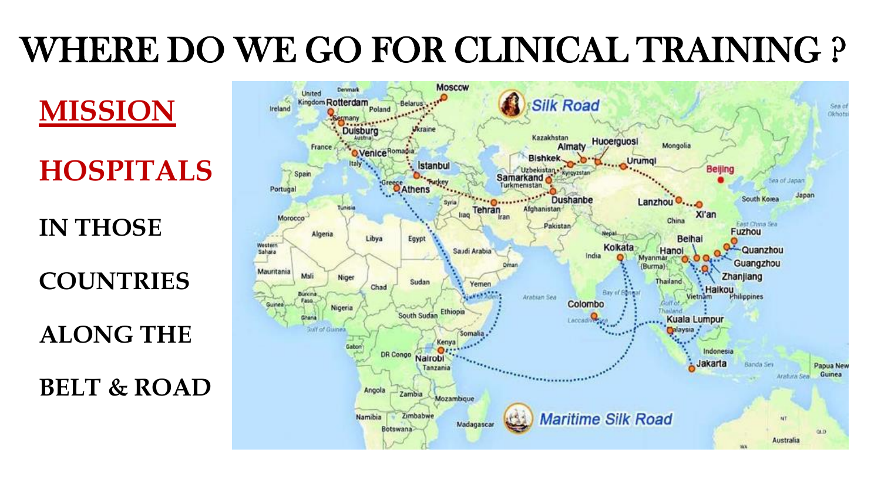# WHERE DO WE GO FOR CLINICAL TRAINING ?

**MISSION**

**HOSPITALS**

**IN THOSE**

**COUNTRIES**

**ALONG THE**

**BELT & ROAD**

Silk Road

Maritime Silk Road

Moscow
Rotterdam
Duisburg
Venice
Istanbul
Athens
Tehran
Samarkand
Dushanbe
Bishkek
Almaty
Huoerguosi
Urumqi
Lanzhou
Xi'an
Beijing
Fuzhou
Quanzhou
Guangzhou
Zhanjiang
Beihai
Haikou
Hanoi
Kolkata
Colombo
Kuala Lumpur
Jakarta
Nairobi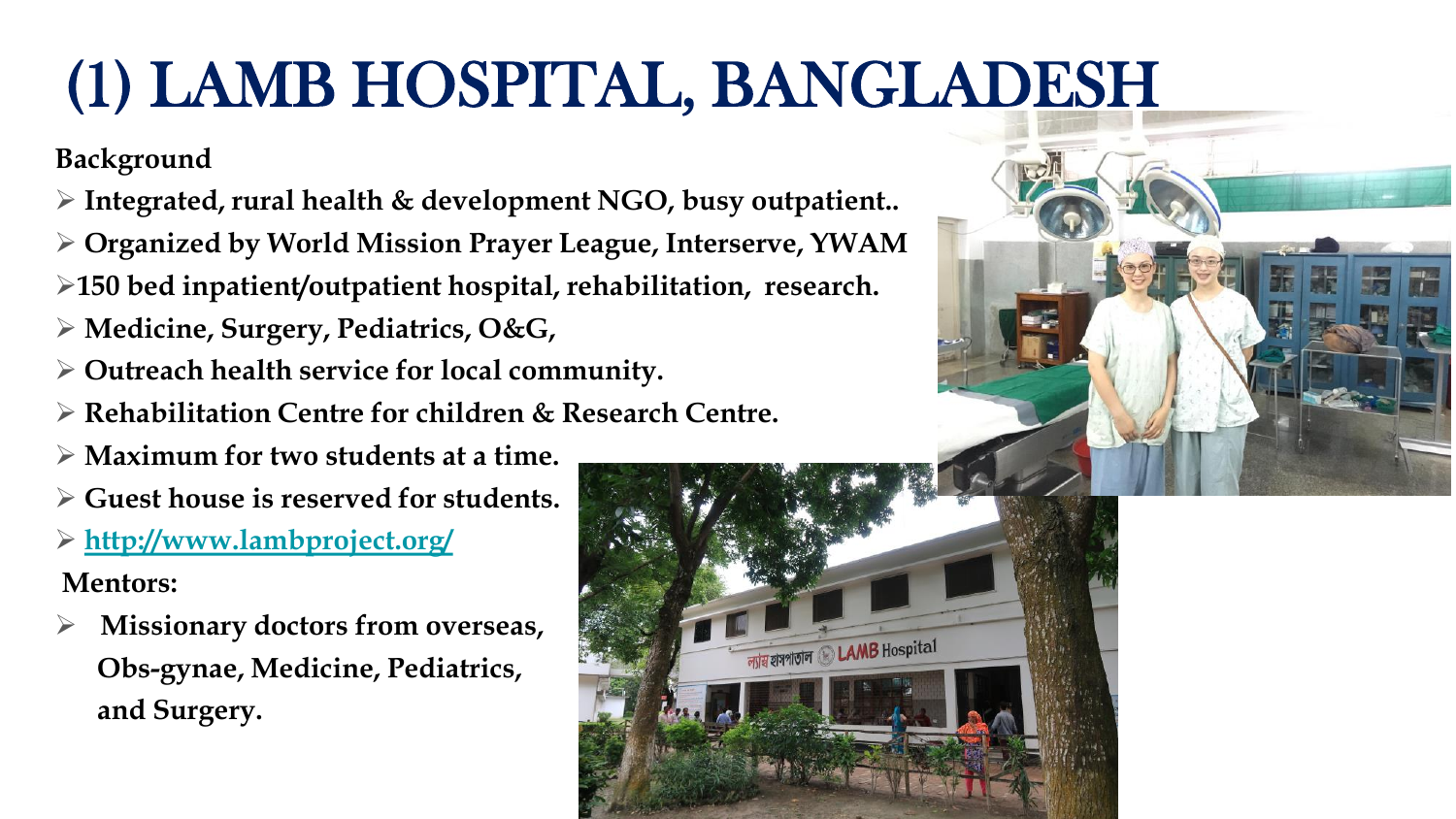# (1) LAMB HOSPITAL, BANGLADESH

**Background**

- **Integrated, rural health & development NGO, busy outpatient..**
- **Organized by World Mission Prayer League, Interserve, YWAM**
- **150 bed inpatient/outpatient hospital, rehabilitation, research.**
- **Medicine, Surgery, Pediatrics, O&G,**
- **Outreach health service for local community.**
- **Rehabilitation Centre for children & Research Centre.**
- **Maximum for two students at a time.**
- **Guest house is reserved for students.**
- **http://www.lambproject.org/**

**Mentors:**

- **Missionary doctors from overseas, Obs-gynae, Medicine, Pediatrics, and Surgery.**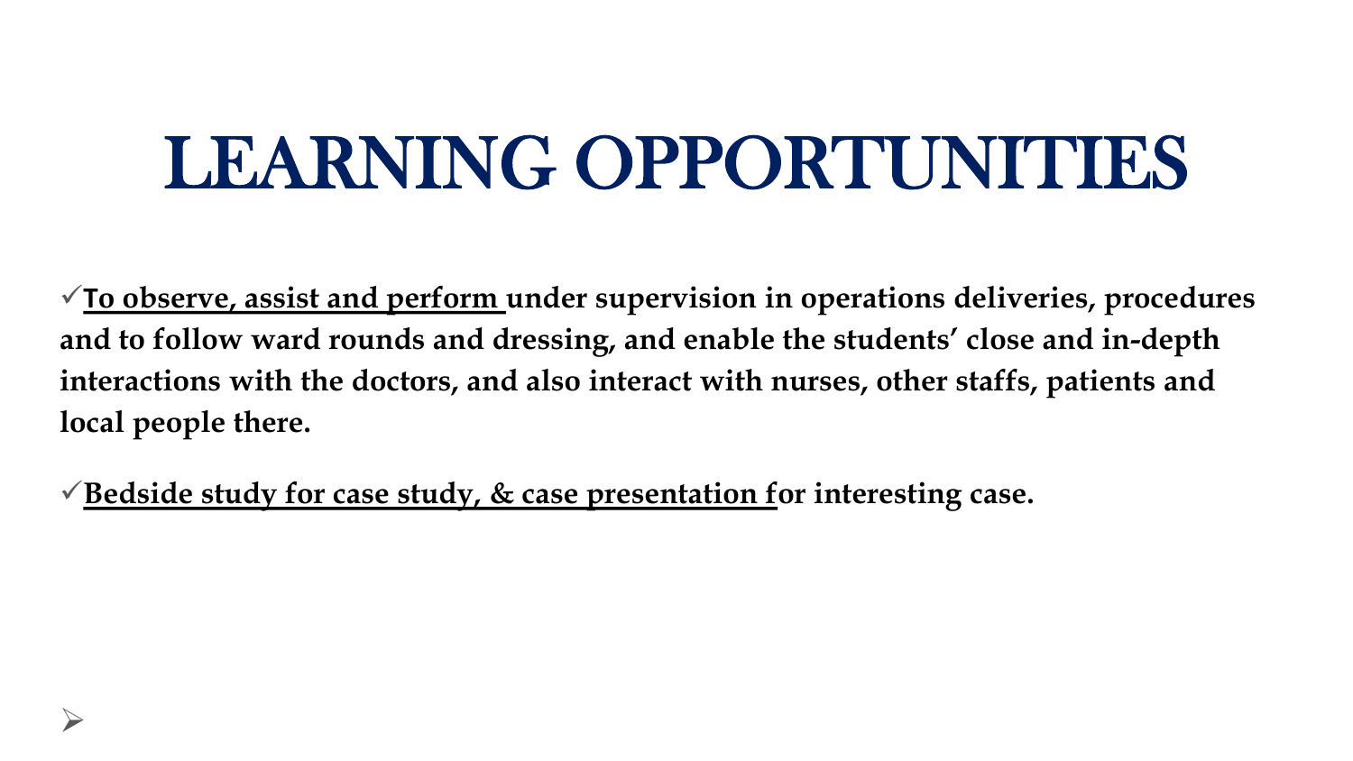# LEARNING OPPORTUNITIES

- ✓**<u>To observe, assist and perform</u> under supervision in operations deliveries, procedures and to follow ward rounds and dressing, and enable the students' close and in-depth interactions with the doctors, and also interact with nurses, other staffs, patients and local people there.**

- ✓**<u>Bedside study for case study, & case presentation f</u>or interesting case.**

➢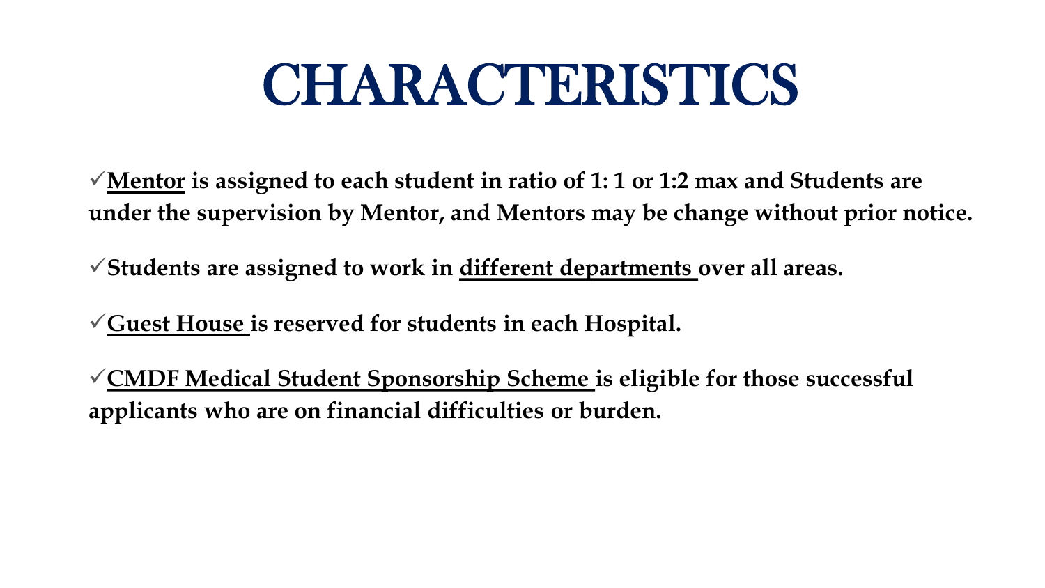# CHARACTERISTICS

- ✓**Mentor** is assigned to each student in ratio of 1: 1 or 1:2 max and Students are under the supervision by Mentor, and Mentors may be change without prior notice.
- ✓**Students are assigned to work in different departments over all areas.**
- ✓**Guest House** is reserved for students in each Hospital.
- ✓**CMDF Medical Student Sponsorship Scheme** is eligible for those successful applicants who are on financial difficulties or burden.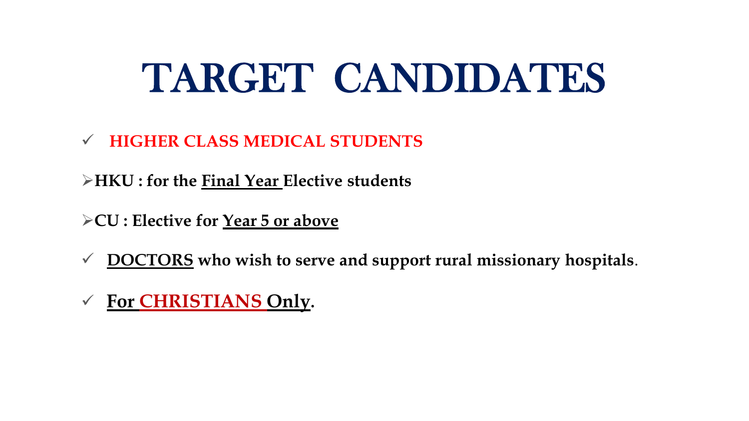# TARGET CANDIDATES

- ✓ **HIGHER CLASS MEDICAL STUDENTS**
  - ➢ **HKU : for the Final Year Elective students**
  - ➢ **CU : Elective for Year 5 or above**
- ✓ **DOCTORS who wish to serve and support rural missionary hospitals**.
- ✓ **For CHRISTIANS Only.**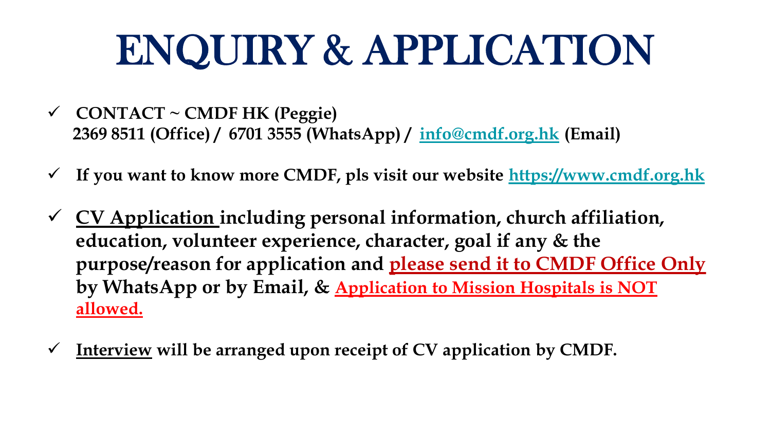# ENQUIRY & APPLICATION

- ✓ **CONTACT ~ CMDF HK (Peggie)**
  **2369 8511 (Office) / 6701 3555 (WhatsApp) / info@cmdf.org.hk (Email)**
- ✓ **If you want to know more CMDF, pls visit our website https://www.cmdf.org.hk**
- ✓ **CV Application including personal information, church affiliation, education, volunteer experience, character, goal if any & the purpose/reason for application and please send it to CMDF Office Only by WhatsApp or by Email, & Application to Mission Hospitals is NOT allowed.**
- ✓ **Interview will be arranged upon receipt of CV application by CMDF.**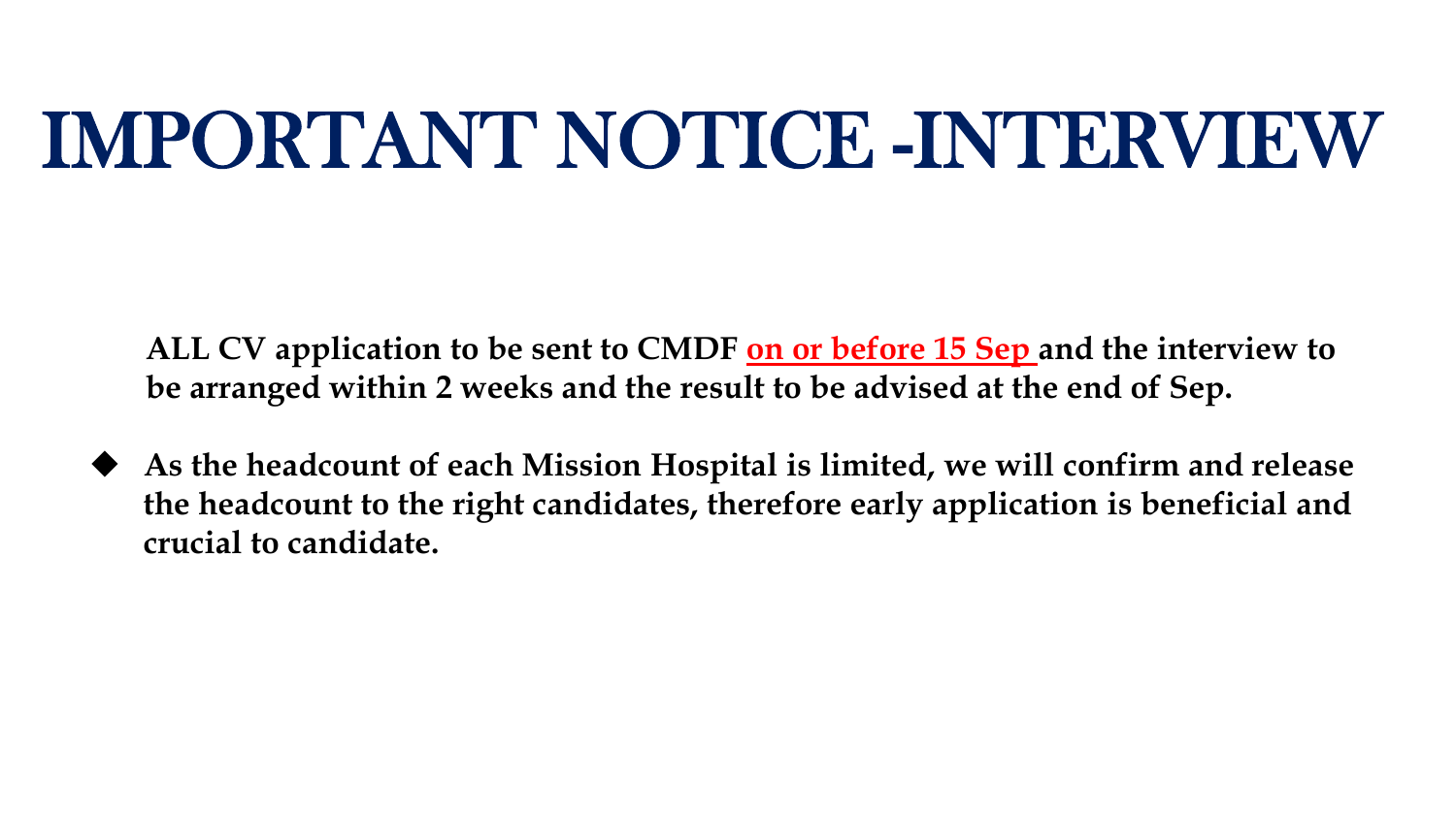# IMPORTANT NOTICE -INTERVIEW

**ALL CV application to be sent to CMDF on or before 15 Sep and the interview to be arranged within 2 weeks and the result to be advised at the end of Sep.**

- **As the headcount of each Mission Hospital is limited, we will confirm and release the headcount to the right candidates, therefore early application is beneficial and crucial to candidate.**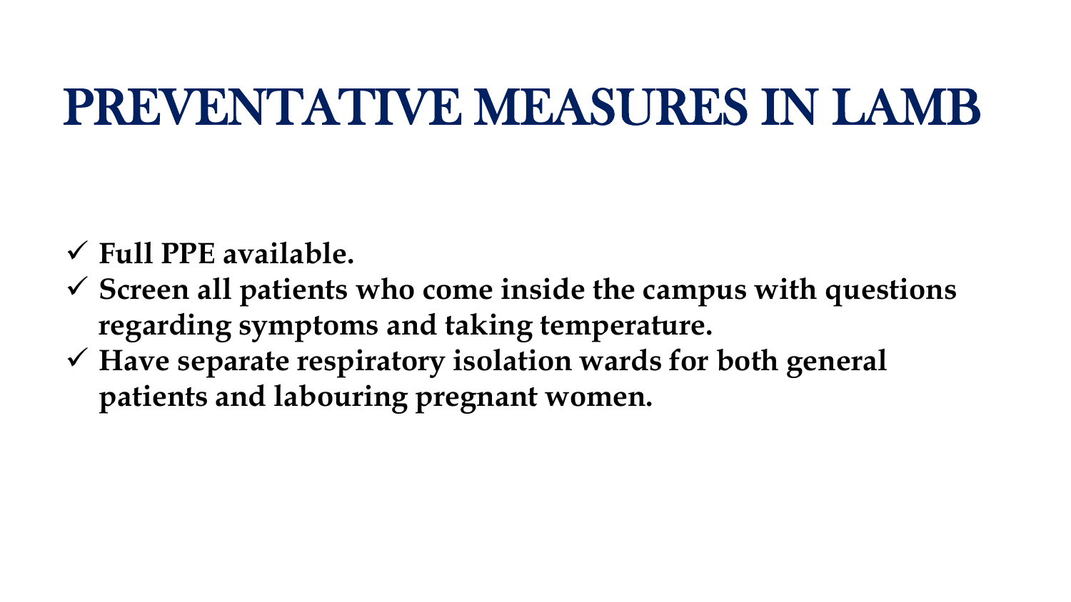# PREVENTATIVE MEASURES IN LAMB

- ✓ **Full PPE available.**
- ✓ **Screen all patients who come inside the campus with questions regarding symptoms and taking temperature.**
- ✓ **Have separate respiratory isolation wards for both general patients and labouring pregnant women.**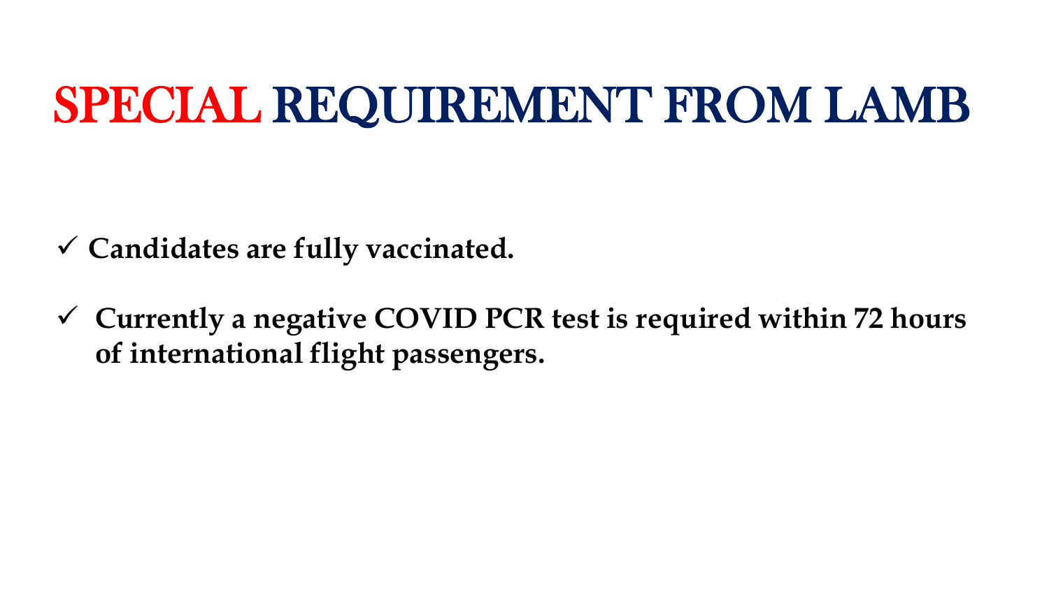# SPECIAL REQUIREMENT FROM LAMB

- ✓ **Candidates are fully vaccinated.**
- ✓ **Currently a negative COVID PCR test is required within 72 hours of international flight passengers.**